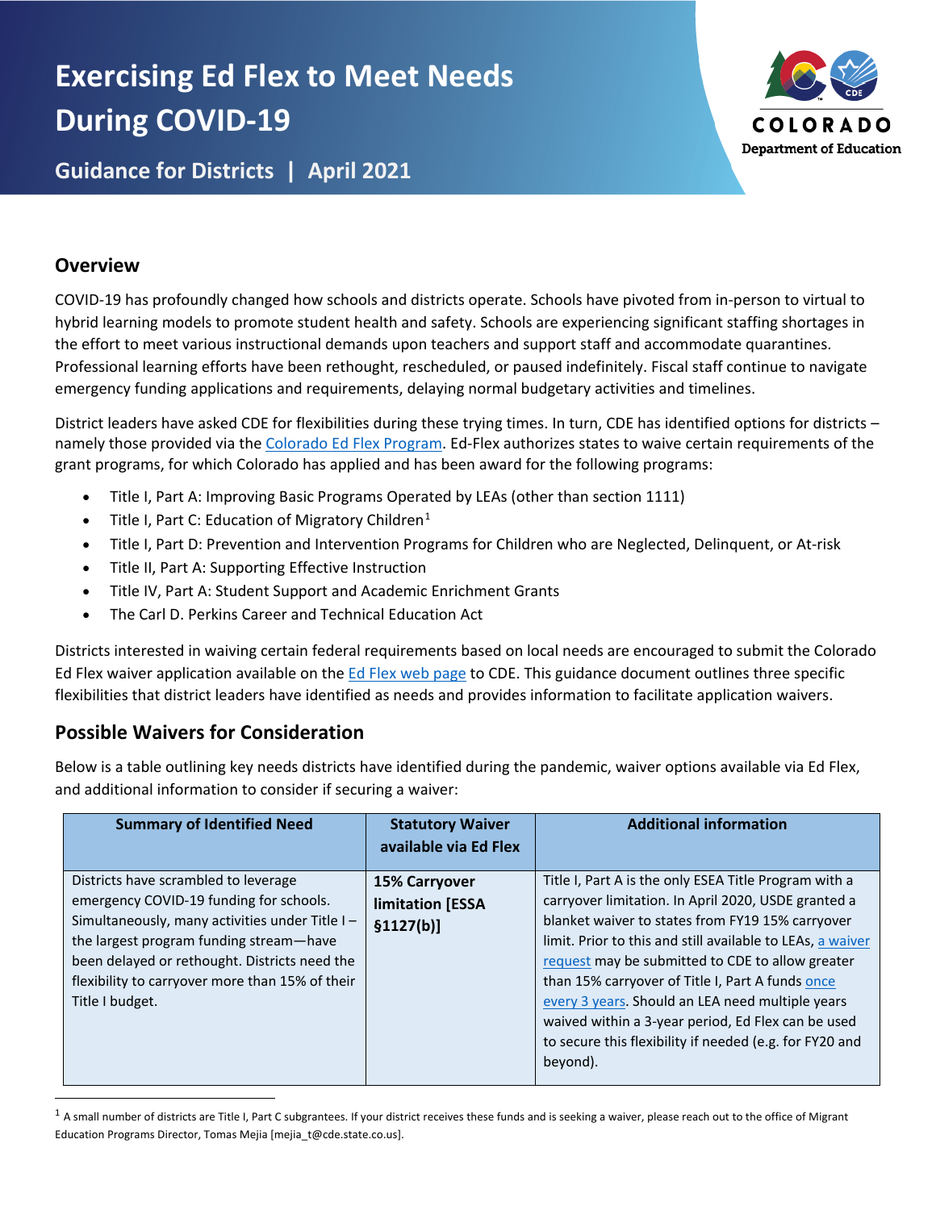# Exercising Ed Flex to Meet Needs During COVID-19

**Guidance for Districts | April 2021**

COLORADO Department of Education

## Overview

COVID-19 has profoundly changed how schools and districts operate. Schools have pivoted from in-person to virtual to hybrid learning models to promote student health and safety. Schools are experiencing significant staffing shortages in the effort to meet various instructional demands upon teachers and support staff and accommodate quarantines. Professional learning efforts have been rethought, rescheduled, or paused indefinitely. Fiscal staff continue to navigate emergency funding applications and requirements, delaying normal budgetary activities and timelines.

District leaders have asked CDE for flexibilities during these trying times. In turn, CDE has identified options for districts – namely those provided via the Colorado Ed Flex Program. Ed-Flex authorizes states to waive certain requirements of the grant programs, for which Colorado has applied and has been award for the following programs:

- Title I, Part A: Improving Basic Programs Operated by LEAs (other than section 1111)
- Title I, Part C: Education of Migratory Children[1]
- Title I, Part D: Prevention and Intervention Programs for Children who are Neglected, Delinquent, or At-risk
- Title II, Part A: Supporting Effective Instruction
- Title IV, Part A: Student Support and Academic Enrichment Grants
- The Carl D. Perkins Career and Technical Education Act

Districts interested in waiving certain federal requirements based on local needs are encouraged to submit the Colorado Ed Flex waiver application available on the Ed Flex web page to CDE. This guidance document outlines three specific flexibilities that district leaders have identified as needs and provides information to facilitate application waivers.

## Possible Waivers for Consideration

Below is a table outlining key needs districts have identified during the pandemic, waiver options available via Ed Flex, and additional information to consider if securing a waiver:

| Summary of Identified Need | Statutory Waiver available via Ed Flex | Additional information |
|---|---|---|
| Districts have scrambled to leverage emergency COVID-19 funding for schools. Simultaneously, many activities under Title I – the largest program funding stream—have been delayed or rethought. Districts need the flexibility to carryover more than 15% of their Title I budget. | **15% Carryover limitation [ESSA §1127(b)]** | Title I, Part A is the only ESEA Title Program with a carryover limitation. In April 2020, USDE granted a blanket waiver to states from FY19 15% carryover limit. Prior to this and still available to LEAs, a waiver request may be submitted to CDE to allow greater than 15% carryover of Title I, Part A funds once every 3 years. Should an LEA need multiple years waived within a 3-year period, Ed Flex can be used to secure this flexibility if needed (e.g. for FY20 and beyond). |

[1] A small number of districts are Title I, Part C subgrantees. If your district receives these funds and is seeking a waiver, please reach out to the office of Migrant Education Programs Director, Tomas Mejia [mejia_t@cde.state.co.us].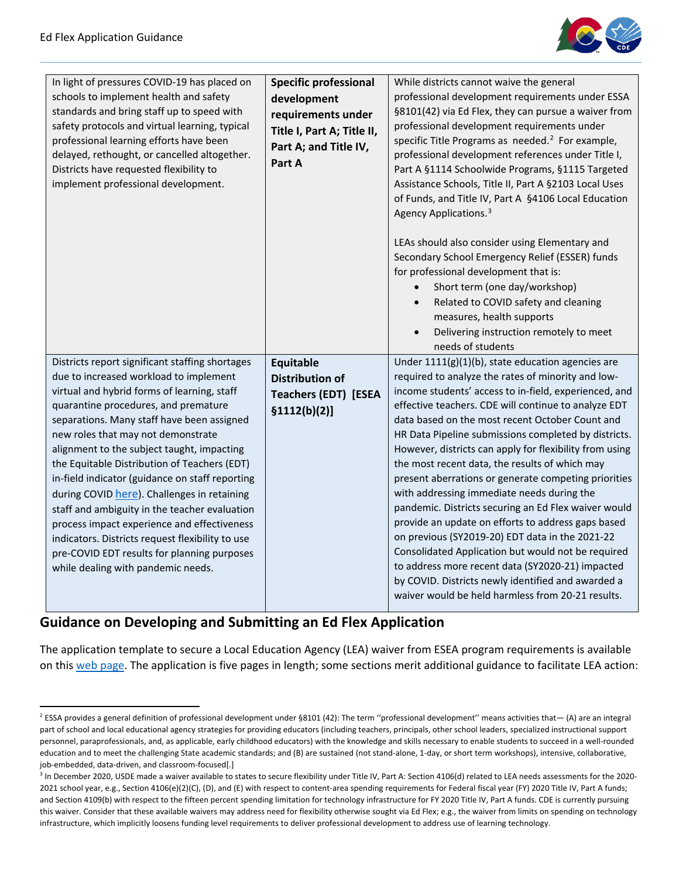| | | |
|---|---|---|
| In light of pressures COVID-19 has placed on schools to implement health and safety standards and bring staff up to speed with safety protocols and virtual learning, typical professional learning efforts have been delayed, rethought, or cancelled altogether. Districts have requested flexibility to implement professional development. | **Specific professional development requirements under Title I, Part A; Title II, Part A; and Title IV, Part A** | While districts cannot waive the general professional development requirements under ESSA §8101(42) via Ed Flex, they can pursue a waiver from professional development requirements under specific Title Programs as needed.[2] For example, professional development references under Title I, Part A §1114 Schoolwide Programs, §1115 Targeted Assistance Schools, Title II, Part A §2103 Local Uses of Funds, and Title IV, Part A §4106 Local Education Agency Applications.[3]<br><br>LEAs should also consider using Elementary and Secondary School Emergency Relief (ESSER) funds for professional development that is:<br>• Short term (one day/workshop)<br>• Related to COVID safety and cleaning measures, health supports<br>• Delivering instruction remotely to meet needs of students |
| Districts report significant staffing shortages due to increased workload to implement virtual and hybrid forms of learning, staff quarantine procedures, and premature separations. Many staff have been assigned new roles that may not demonstrate alignment to the subject taught, impacting the Equitable Distribution of Teachers (EDT) in-field indicator (guidance on staff reporting during COVID [here](#)). Challenges in retaining staff and ambiguity in the teacher evaluation process impact experience and effectiveness indicators. Districts request flexibility to use pre-COVID EDT results for planning purposes while dealing with pandemic needs. | **Equitable Distribution of Teachers (EDT) [ESEA §1112(b)(2)]** | Under 1111(g)(1)(b), state education agencies are required to analyze the rates of minority and low-income students' access to in-field, experienced, and effective teachers. CDE will continue to analyze EDT data based on the most recent October Count and HR Data Pipeline submissions completed by districts. However, districts can apply for flexibility from using the most recent data, the results of which may present aberrations or generate competing priorities with addressing immediate needs during the pandemic. Districts securing an Ed Flex waiver would provide an update on efforts to address gaps based on previous (SY2019-20) EDT data in the 2021-22 Consolidated Application but would not be required to address more recent data (SY2020-21) impacted by COVID. Districts newly identified and awarded a waiver would be held harmless from 20-21 results. |

## Guidance on Developing and Submitting an Ed Flex Application

The application template to secure a Local Education Agency (LEA) waiver from ESEA program requirements is available on this [web page](#). The application is five pages in length; some sections merit additional guidance to facilitate LEA action:

---

[2] ESSA provides a general definition of professional development under §8101 (42): The term ''professional development'' means activities that— (A) are an integral part of school and local educational agency strategies for providing educators (including teachers, principals, other school leaders, specialized instructional support personnel, paraprofessionals, and, as applicable, early childhood educators) with the knowledge and skills necessary to enable students to succeed in a well-rounded education and to meet the challenging State academic standards; and (B) are sustained (not stand-alone, 1-day, or short term workshops), intensive, collaborative, job-embedded, data-driven, and classroom-focused[.]

[3] In December 2020, USDE made a waiver available to states to secure flexibility under Title IV, Part A: Section 4106(d) related to LEA needs assessments for the 2020-2021 school year, e.g., Section 4106(e)(2)(C), (D), and (E) with respect to content-area spending requirements for Federal fiscal year (FY) 2020 Title IV, Part A funds; and Section 4109(b) with respect to the fifteen percent spending limitation for technology infrastructure for FY 2020 Title IV, Part A funds. CDE is currently pursuing this waiver. Consider that these available waivers may address need for flexibility otherwise sought via Ed Flex; e.g., the waiver from limits on spending on technology infrastructure, which implicitly loosens funding level requirements to deliver professional development to address use of learning technology.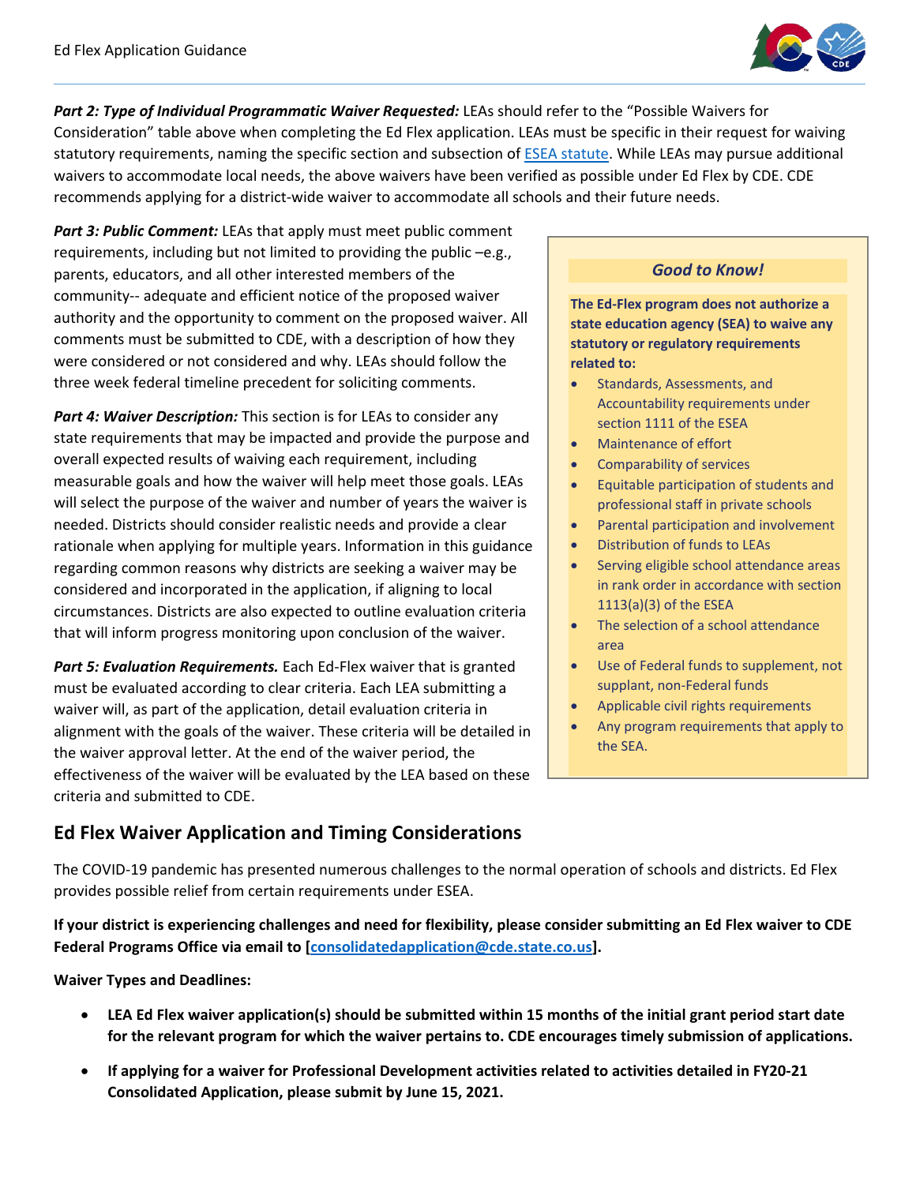***Part 2: Type of Individual Programmatic Waiver Requested:*** LEAs should refer to the "Possible Waivers for Consideration" table above when completing the Ed Flex application. LEAs must be specific in their request for waiving statutory requirements, naming the specific section and subsection of [ESEA statute](). While LEAs may pursue additional waivers to accommodate local needs, the above waivers have been verified as possible under Ed Flex by CDE. CDE recommends applying for a district-wide waiver to accommodate all schools and their future needs.

***Part 3: Public Comment:*** LEAs that apply must meet public comment requirements, including but not limited to providing the public –e.g., parents, educators, and all other interested members of the community-- adequate and efficient notice of the proposed waiver authority and the opportunity to comment on the proposed waiver. All comments must be submitted to CDE, with a description of how they were considered or not considered and why. LEAs should follow the three week federal timeline precedent for soliciting comments.

***Part 4: Waiver Description:*** This section is for LEAs to consider any state requirements that may be impacted and provide the purpose and overall expected results of waiving each requirement, including measurable goals and how the waiver will help meet those goals. LEAs will select the purpose of the waiver and number of years the waiver is needed. Districts should consider realistic needs and provide a clear rationale when applying for multiple years. Information in this guidance regarding common reasons why districts are seeking a waiver may be considered and incorporated in the application, if aligning to local circumstances. Districts are also expected to outline evaluation criteria that will inform progress monitoring upon conclusion of the waiver.

***Part 5: Evaluation Requirements.*** Each Ed-Flex waiver that is granted must be evaluated according to clear criteria. Each LEA submitting a waiver will, as part of the application, detail evaluation criteria in alignment with the goals of the waiver. These criteria will be detailed in the waiver approval letter. At the end of the waiver period, the effectiveness of the waiver will be evaluated by the LEA based on these criteria and submitted to CDE.

*Good to Know!*

**The Ed-Flex program does not authorize a state education agency (SEA) to waive any statutory or regulatory requirements related to:**

- Standards, Assessments, and Accountability requirements under section 1111 of the ESEA
- Maintenance of effort
- Comparability of services
- Equitable participation of students and professional staff in private schools
- Parental participation and involvement
- Distribution of funds to LEAs
- Serving eligible school attendance areas in rank order in accordance with section 1113(a)(3) of the ESEA
- The selection of a school attendance area
- Use of Federal funds to supplement, not supplant, non-Federal funds
- Applicable civil rights requirements
- Any program requirements that apply to the SEA.

## Ed Flex Waiver Application and Timing Considerations

The COVID-19 pandemic has presented numerous challenges to the normal operation of schools and districts. Ed Flex provides possible relief from certain requirements under ESEA.

**If your district is experiencing challenges and need for flexibility, please consider submitting an Ed Flex waiver to CDE Federal Programs Office via email to [[consolidatedapplication@cde.state.co.us]()].**

**Waiver Types and Deadlines:**

- **LEA Ed Flex waiver application(s) should be submitted within 15 months of the initial grant period start date for the relevant program for which the waiver pertains to. CDE encourages timely submission of applications.**
- **If applying for a waiver for Professional Development activities related to activities detailed in FY20-21 Consolidated Application, please submit by June 15, 2021.**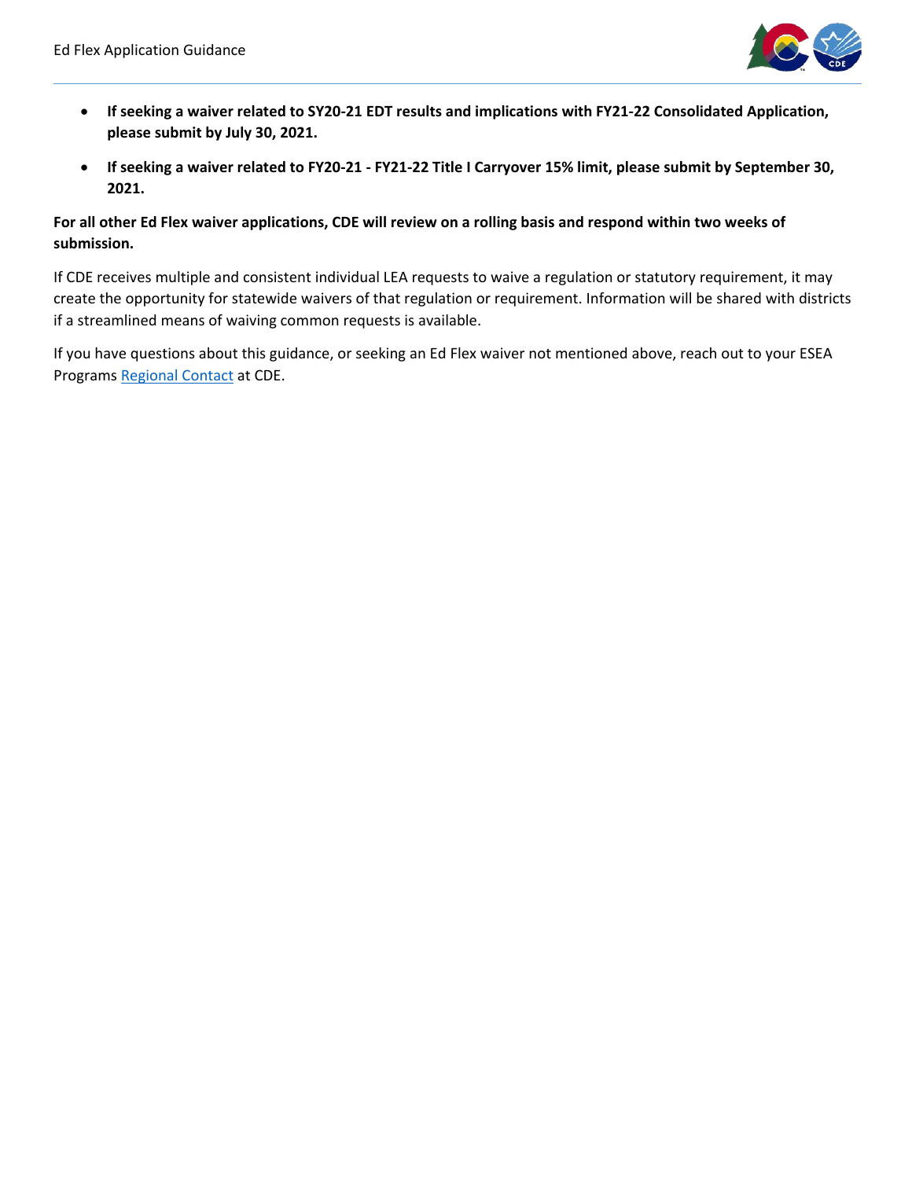- **If seeking a waiver related to SY20-21 EDT results and implications with FY21-22 Consolidated Application, please submit by July 30, 2021.**
- **If seeking a waiver related to FY20-21 - FY21-22 Title I Carryover 15% limit, please submit by September 30, 2021.**

**For all other Ed Flex waiver applications, CDE will review on a rolling basis and respond within two weeks of submission.**

If CDE receives multiple and consistent individual LEA requests to waive a regulation or statutory requirement, it may create the opportunity for statewide waivers of that regulation or requirement. Information will be shared with districts if a streamlined means of waiving common requests is available.

If you have questions about this guidance, or seeking an Ed Flex waiver not mentioned above, reach out to your ESEA Programs Regional Contact at CDE.